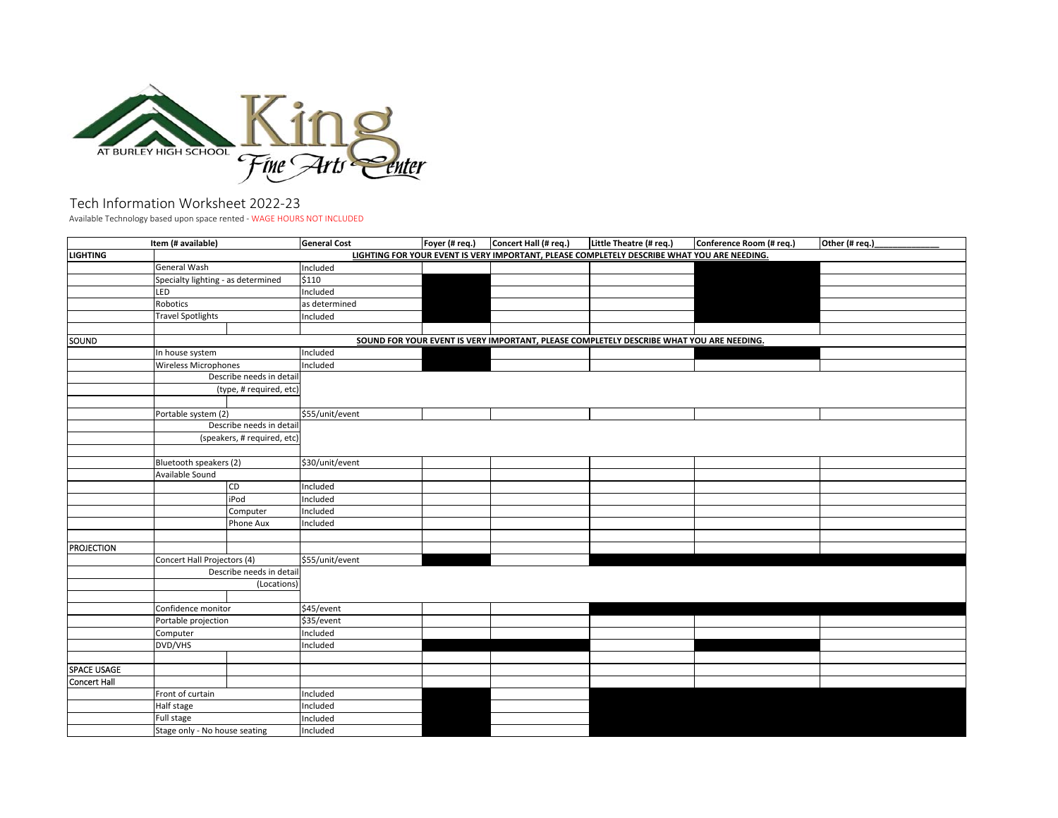King at Burley High School Fine Arts Center

# Tech Information Worksheet 2022-23

Available Technology based upon space rented - WAGE HOURS NOT INCLUDED

| Item (# available) | | | General Cost | Foyer (# req.) | Concert Hall (# req.) | Little Theatre (# req.) | Conference Room (# req.) | Other (# req.)______________ |
|---|---|---|---|---|---|---|---|---|
| LIGHTING | LIGHTING FOR YOUR EVENT IS VERY IMPORTANT, PLEASE COMPLETELY DESCRIBE WHAT YOU ARE NEEDING. | | | | | | | |
| | General Wash | | Included | | | | | |
| | Specialty lighting - as determined | | $110 | | | | | |
| | LED | | Included | | | | | |
| | Robotics | | as determined | | | | | |
| | Travel Spotlights | | Included | | | | | |
| | | | | | | | | |
| SOUND | SOUND FOR YOUR EVENT IS VERY IMPORTANT, PLEASE COMPLETELY DESCRIBE WHAT YOU ARE NEEDING. | | | | | | | |
| | In house system | | Included | | | | | |
| | Wireless Microphones | | Included | | | | | |
| | Describe needs in detail (type, # required, etc) | | | | | | | |
| | | | | | | | | |
| | Portable system (2) | | $55/unit/event | | | | | |
| | Describe needs in detail (speakers, # required, etc) | | | | | | | |
| | | | | | | | | |
| | Bluetooth speakers (2) | | $30/unit/event | | | | | |
| | Available Sound | | | | | | | |
| | | CD | Included | | | | | |
| | | iPod | Included | | | | | |
| | | Computer | Included | | | | | |
| | | Phone Aux | Included | | | | | |
| | | | | | | | | |
| PROJECTION | | | | | | | | |
| | Concert Hall Projectors (4) | | $55/unit/event | | | | | |
| | Describe needs in detail (Locations) | | | | | | | |
| | | | | | | | | |
| | Confidence monitor | | $45/event | | | | | |
| | Portable projection | | $35/event | | | | | |
| | Computer | | Included | | | | | |
| | DVD/VHS | | Included | | | | | |
| | | | | | | | | |
| SPACE USAGE | | | | | | | | |
| Concert Hall | | | | | | | | |
| | Front of curtain | | Included | | | | | |
| | Half stage | | Included | | | | | |
| | Full stage | | Included | | | | | |
| | Stage only - No house seating | | Included | | | | | |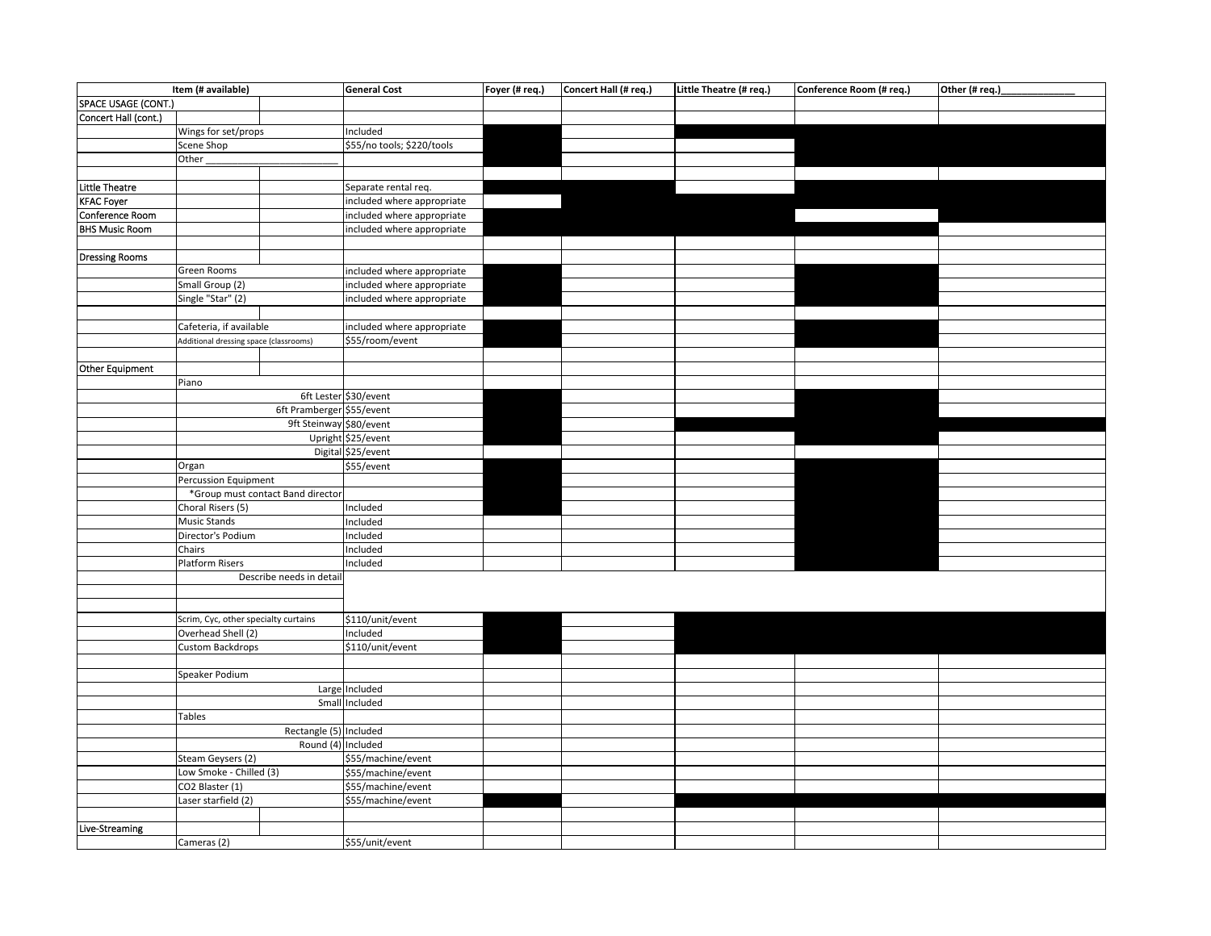| Item (# available) | | | General Cost | Foyer (# req.) | Concert Hall (# req.) | Little Theatre (# req.) | Conference Room (# req.) | Other (# req.)_____________ |
|---|---|---|---|---|---|---|---|---|
| SPACE USAGE (CONT.) | | | | | | | | |
| Concert Hall (cont.) | | | | | | | | |
| | Wings for set/props | | Included | | | | | |
| | Scene Shop | | $55/no tools; $220/tools | | | | | |
| | Other ______________________ | | | | | | | |
| | | | | | | | | |
| Little Theatre | | | Separate rental req. | | | | | |
| KFAC Foyer | | | included where appropriate | | | | | |
| Conference Room | | | included where appropriate | | | | | |
| BHS Music Room | | | included where appropriate | | | | | |
| | | | | | | | | |
| Dressing Rooms | | | | | | | | |
| | Green Rooms | | included where appropriate | | | | | |
| | Small Group (2) | | included where appropriate | | | | | |
| | Single "Star" (2) | | included where appropriate | | | | | |
| | | | | | | | | |
| | Cafeteria, if available | | included where appropriate | | | | | |
| | Additional dressing space (classrooms) | | $55/room/event | | | | | |
| | | | | | | | | |
| Other Equipment | | | | | | | | |
| | Piano | | | | | | | |
| | | 6ft Lester | $30/event | | | | | |
| | | 6ft Pramberger | $55/event | | | | | |
| | | 9ft Steinway | $80/event | | | | | |
| | | Upright | $25/event | | | | | |
| | | Digital | $25/event | | | | | |
| | Organ | | $55/event | | | | | |
| | Percussion Equipment | | | | | | | |
| | *Group must contact Band director | | | | | | | |
| | Choral Risers (5) | | Included | | | | | |
| | Music Stands | | Included | | | | | |
| | Director's Podium | | Included | | | | | |
| | Chairs | | Included | | | | | |
| | Platform Risers | | Included | | | | | |
| | | Describe needs in detail | | | | | | |
| | | | | | | | | |
| | | | | | | | | |
| | Scrim, Cyc, other specialty curtains | | $110/unit/event | | | | | |
| | Overhead Shell (2) | | Included | | | | | |
| | Custom Backdrops | | $110/unit/event | | | | | |
| | | | | | | | | |
| | Speaker Podium | | | | | | | |
| | | Large | Included | | | | | |
| | | Small | Included | | | | | |
| | Tables | | | | | | | |
| | | Rectangle (5) | Included | | | | | |
| | | Round (4) | Included | | | | | |
| | Steam Geysers (2) | | $55/machine/event | | | | | |
| | Low Smoke - Chilled (3) | | $55/machine/event | | | | | |
| | CO2 Blaster (1) | | $55/machine/event | | | | | |
| | Laser starfield (2) | | $55/machine/event | | | | | |
| | | | | | | | | |
| Live-Streaming | | | | | | | | |
| | Cameras (2) | | $55/unit/event | | | | | |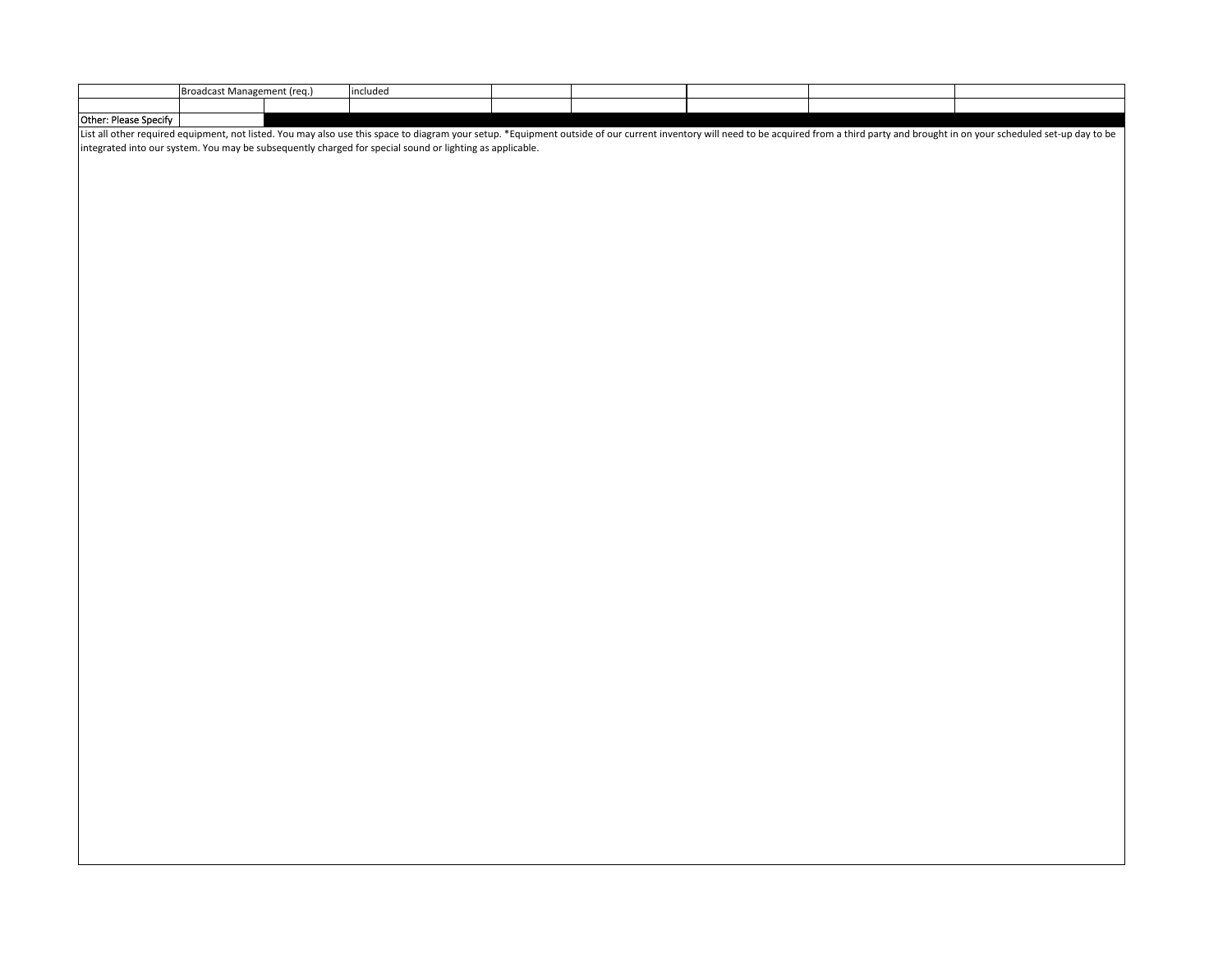| | | | | | | | |
|---|---|---|---|---|---|---|---|
| | Broadcast Management (req.) | | included | | | | |
| | | | | | | | |
| Other: Please Specify | | | | | | | |

List all other required equipment, not listed. You may also use this space to diagram your setup. *Equipment outside of our current inventory will need to be acquired from a third party and brought in on your scheduled set-up day to be integrated into our system. You may be subsequently charged for special sound or lighting as applicable.